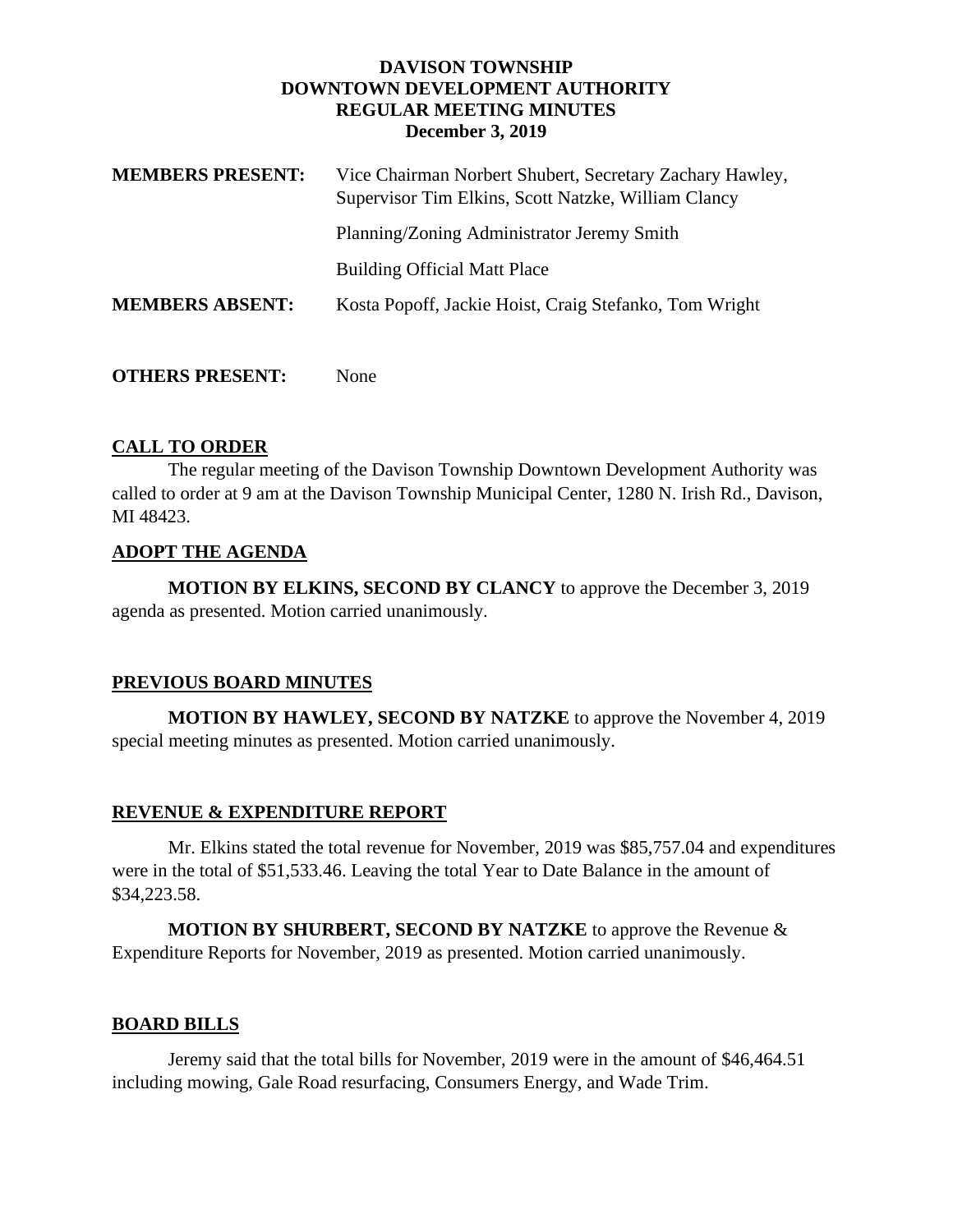**DAVISON TOWNSHIP**
**DOWNTOWN DEVELOPMENT AUTHORITY**
**REGULAR MEETING MINUTES**
**December 3, 2019**

**MEMBERS PRESENT:** Vice Chairman Norbert Shubert, Secretary Zachary Hawley, Supervisor Tim Elkins, Scott Natzke, William Clancy

Planning/Zoning Administrator Jeremy Smith

Building Official Matt Place

**MEMBERS ABSENT:** Kosta Popoff, Jackie Hoist, Craig Stefanko, Tom Wright

**OTHERS PRESENT:** None

## CALL TO ORDER

The regular meeting of the Davison Township Downtown Development Authority was called to order at 9 am at the Davison Township Municipal Center, 1280 N. Irish Rd., Davison, MI 48423.

## ADOPT THE AGENDA

**MOTION BY ELKINS, SECOND BY CLANCY** to approve the December 3, 2019 agenda as presented. Motion carried unanimously.

## PREVIOUS BOARD MINUTES

**MOTION BY HAWLEY, SECOND BY NATZKE** to approve the November 4, 2019 special meeting minutes as presented. Motion carried unanimously.

## REVENUE & EXPENDITURE REPORT

Mr. Elkins stated the total revenue for November, 2019 was $85,757.04 and expenditures were in the total of $51,533.46. Leaving the total Year to Date Balance in the amount of $34,223.58.

**MOTION BY SHURBERT, SECOND BY NATZKE** to approve the Revenue & Expenditure Reports for November, 2019 as presented. Motion carried unanimously.

## BOARD BILLS

Jeremy said that the total bills for November, 2019 were in the amount of $46,464.51 including mowing, Gale Road resurfacing, Consumers Energy, and Wade Trim.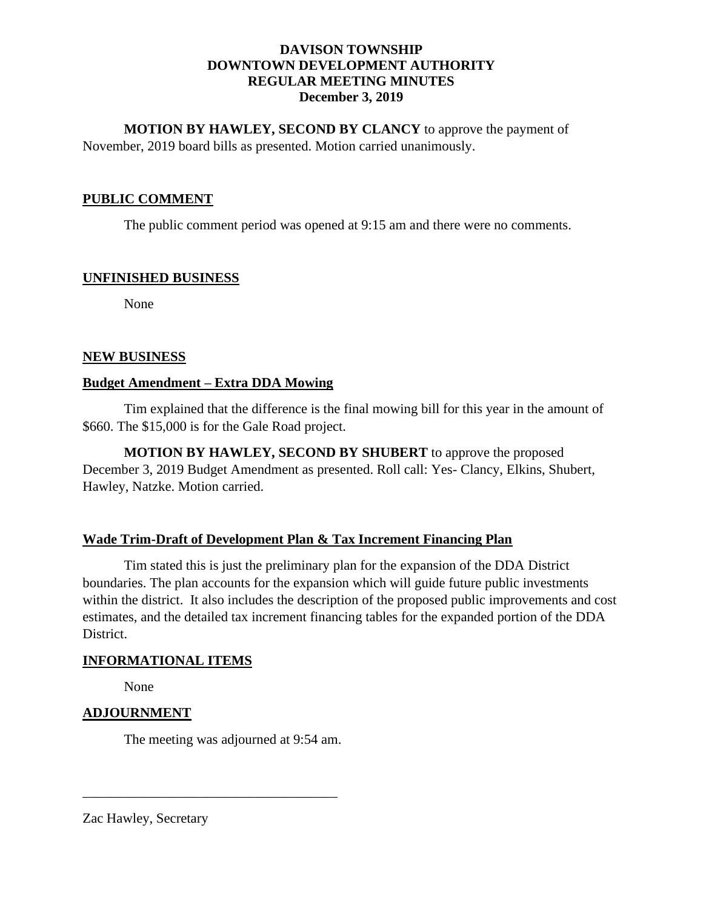**DAVISON TOWNSHIP**
**DOWNTOWN DEVELOPMENT AUTHORITY**
**REGULAR MEETING MINUTES**
**December 3, 2019**

**MOTION BY HAWLEY, SECOND BY CLANCY** to approve the payment of November, 2019 board bills as presented. Motion carried unanimously.

## PUBLIC COMMENT

The public comment period was opened at 9:15 am and there were no comments.

## UNFINISHED BUSINESS

None

## NEW BUSINESS

### Budget Amendment – Extra DDA Mowing

Tim explained that the difference is the final mowing bill for this year in the amount of $660. The $15,000 is for the Gale Road project.

**MOTION BY HAWLEY, SECOND BY SHUBERT** to approve the proposed December 3, 2019 Budget Amendment as presented. Roll call: Yes- Clancy, Elkins, Shubert, Hawley, Natzke. Motion carried.

### Wade Trim-Draft of Development Plan & Tax Increment Financing Plan

Tim stated this is just the preliminary plan for the expansion of the DDA District boundaries. The plan accounts for the expansion which will guide future public investments within the district. It also includes the description of the proposed public improvements and cost estimates, and the detailed tax increment financing tables for the expanded portion of the DDA District.

## INFORMATIONAL ITEMS

None

## ADJOURNMENT

The meeting was adjourned at 9:54 am.

\_\_\_\_\_\_\_\_\_\_\_\_\_\_\_\_\_\_\_\_\_\_\_\_\_\_\_\_\_\_\_\_\_\_\_\_\_\_

Zac Hawley, Secretary